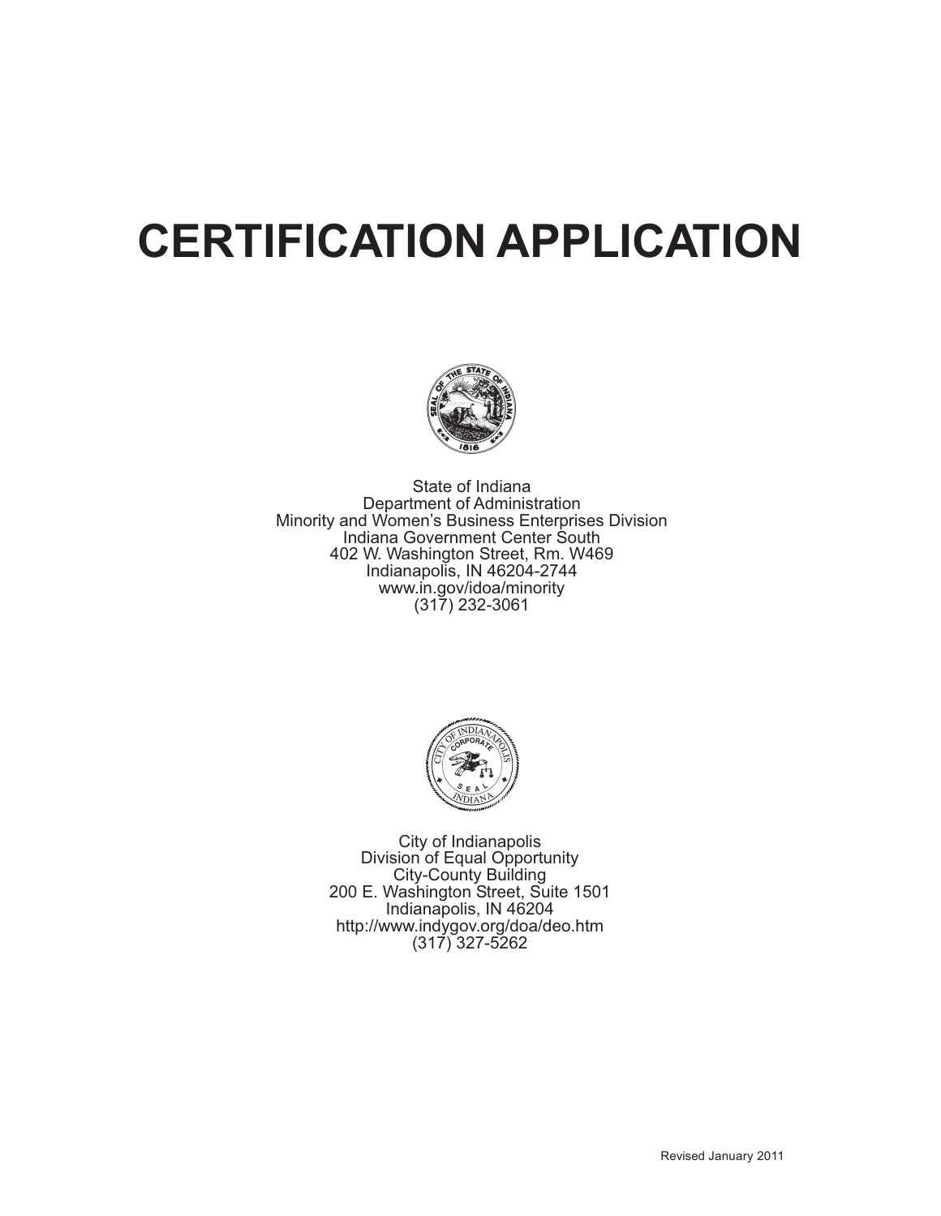# CERTIFICATION APPLICATION

State of Indiana
Department of Administration
Minority and Women's Business Enterprises Division
Indiana Government Center South
402 W. Washington Street, Rm. W469
Indianapolis, IN 46204-2744
www.in.gov/idoa/minority
(317) 232-3061

City of Indianapolis
Division of Equal Opportunity
City-County Building
200 E. Washington Street, Suite 1501
Indianapolis, IN 46204
http://www.indygov.org/doa/deo.htm
(317) 327-5262

Revised January 2011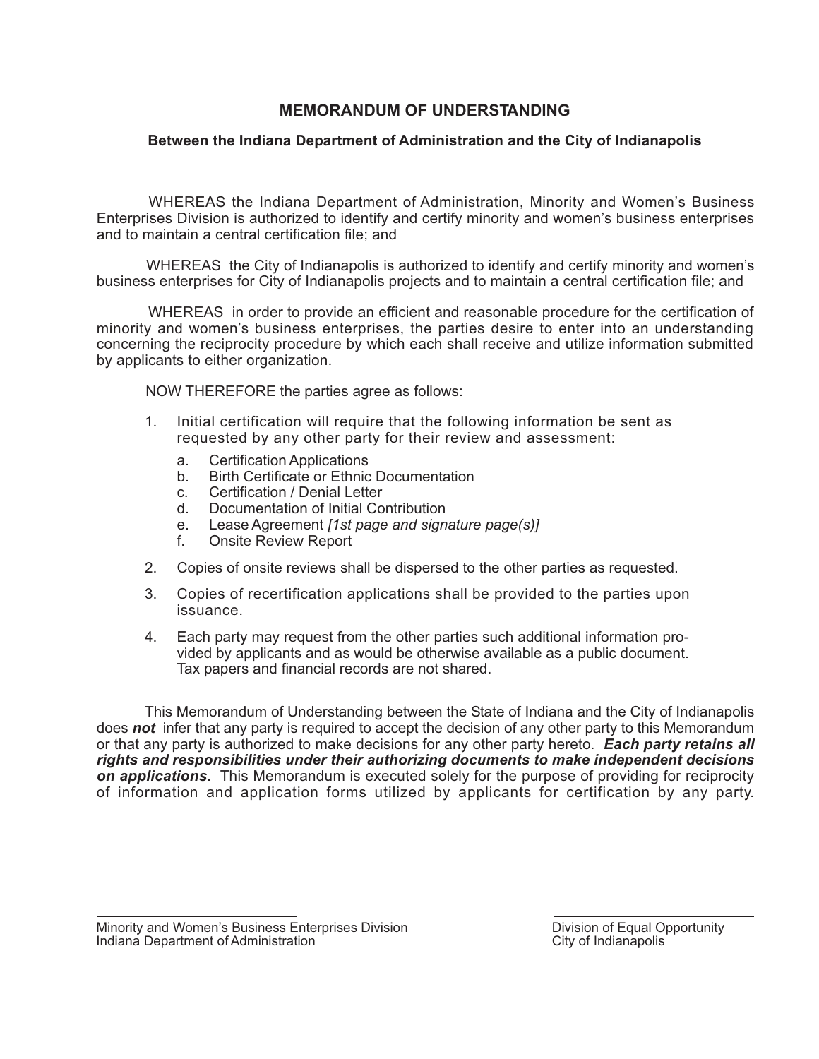# MEMORANDUM OF UNDERSTANDING

## Between the Indiana Department of Administration and the City of Indianapolis

WHEREAS the Indiana Department of Administration, Minority and Women's Business Enterprises Division is authorized to identify and certify minority and women's business enterprises and to maintain a central certification file; and

WHEREAS the City of Indianapolis is authorized to identify and certify minority and women's business enterprises for City of Indianapolis projects and to maintain a central certification file; and

WHEREAS in order to provide an efficient and reasonable procedure for the certification of minority and women's business enterprises, the parties desire to enter into an understanding concerning the reciprocity procedure by which each shall receive and utilize information submitted by applicants to either organization.

NOW THEREFORE the parties agree as follows:

1. Initial certification will require that the following information be sent as requested by any other party for their review and assessment:
   a. Certification Applications
   b. Birth Certificate or Ethnic Documentation
   c. Certification / Denial Letter
   d. Documentation of Initial Contribution
   e. Lease Agreement *[1st page and signature page(s)]*
   f. Onsite Review Report
2. Copies of onsite reviews shall be dispersed to the other parties as requested.
3. Copies of recertification applications shall be provided to the parties upon issuance.
4. Each party may request from the other parties such additional information provided by applicants and as would be otherwise available as a public document. Tax papers and financial records are not shared.

This Memorandum of Understanding between the State of Indiana and the City of Indianapolis does ***not*** infer that any party is required to accept the decision of any other party to this Memorandum or that any party is authorized to make decisions for any other party hereto. ***Each party retains all rights and responsibilities under their authorizing documents to make independent decisions on applications.*** This Memorandum is executed solely for the purpose of providing for reciprocity of information and application forms utilized by applicants for certification by any party.

\_\_\_\_\_\_\_\_\_\_\_\_\_\_\_\_\_\_\_\_\_\_\_\_\_\_\_\_
Minority and Women's Business Enterprises Division
Indiana Department of Administration

\_\_\_\_\_\_\_\_\_\_\_\_\_\_\_\_\_\_\_\_\_\_\_\_\_\_\_\_
Division of Equal Opportunity
City of Indianapolis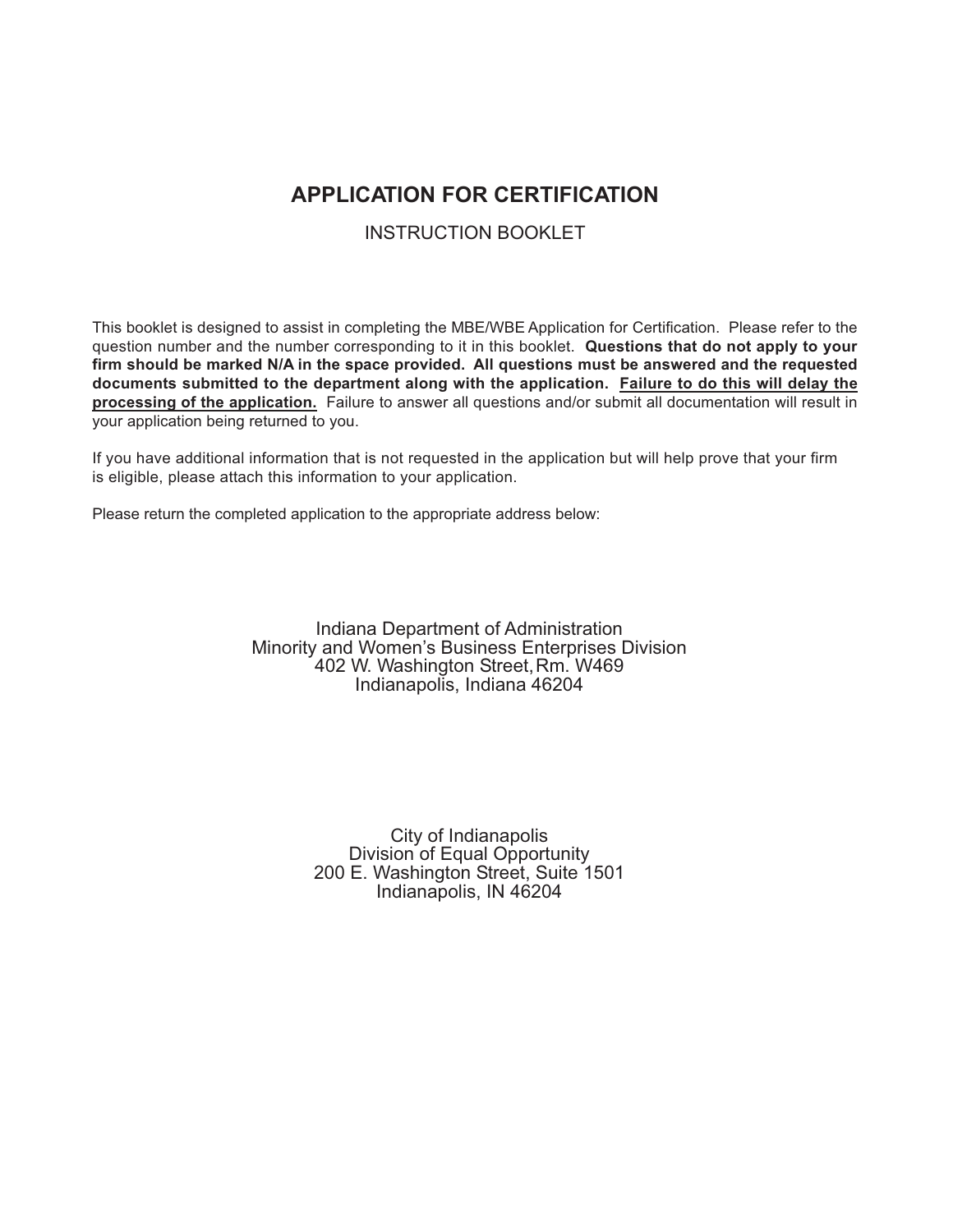# APPLICATION FOR CERTIFICATION

INSTRUCTION BOOKLET

This booklet is designed to assist in completing the MBE/WBE Application for Certification. Please refer to the question number and the number corresponding to it in this booklet. **Questions that do not apply to your firm should be marked N/A in the space provided. All questions must be answered and the requested documents submitted to the department along with the application. <u>Failure to do this will delay the processing of the application.</u>** Failure to answer all questions and/or submit all documentation will result in your application being returned to you.

If you have additional information that is not requested in the application but will help prove that your firm is eligible, please attach this information to your application.

Please return the completed application to the appropriate address below:

Indiana Department of Administration
Minority and Women's Business Enterprises Division
402 W. Washington Street, Rm. W469
Indianapolis, Indiana 46204

City of Indianapolis
Division of Equal Opportunity
200 E. Washington Street, Suite 1501
Indianapolis, IN 46204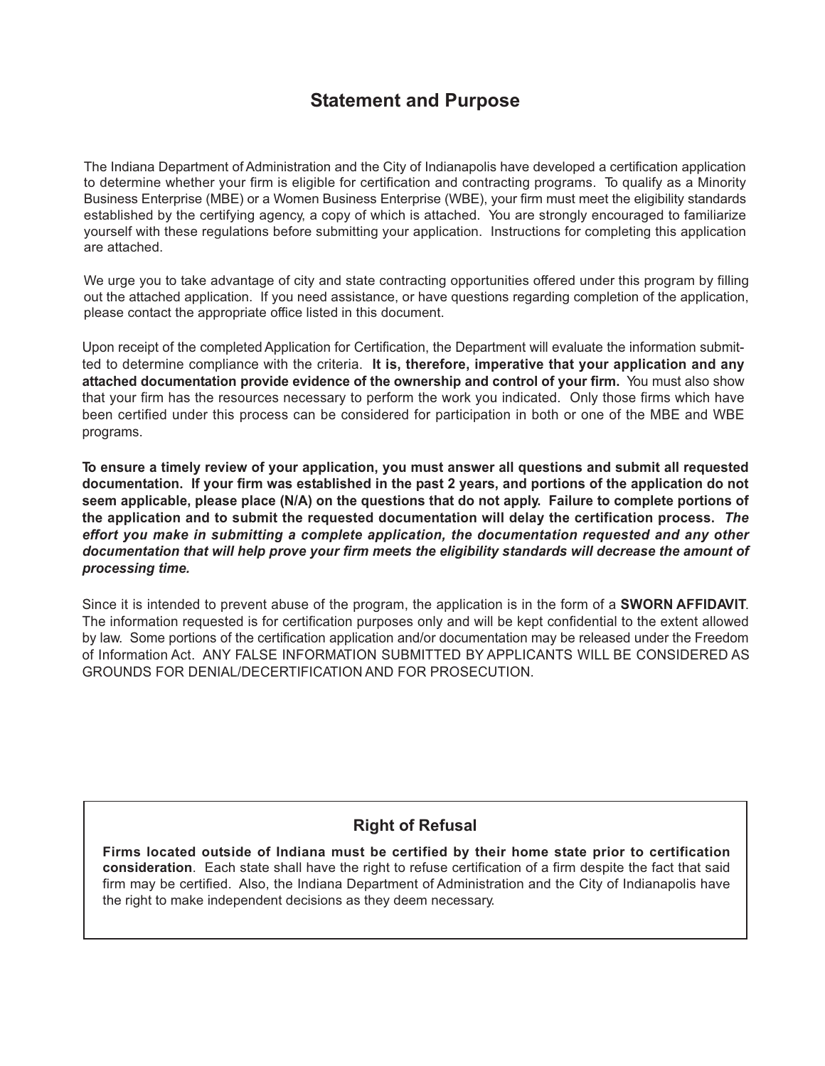## Statement and Purpose

The Indiana Department of Administration and the City of Indianapolis have developed a certification application to determine whether your firm is eligible for certification and contracting programs. To qualify as a Minority Business Enterprise (MBE) or a Women Business Enterprise (WBE), your firm must meet the eligibility standards established by the certifying agency, a copy of which is attached. You are strongly encouraged to familiarize yourself with these regulations before submitting your application. Instructions for completing this application are attached.

We urge you to take advantage of city and state contracting opportunities offered under this program by filling out the attached application. If you need assistance, or have questions regarding completion of the application, please contact the appropriate office listed in this document.

Upon receipt of the completed Application for Certification, the Department will evaluate the information submitted to determine compliance with the criteria. **It is, therefore, imperative that your application and any attached documentation provide evidence of the ownership and control of your firm.** You must also show that your firm has the resources necessary to perform the work you indicated. Only those firms which have been certified under this process can be considered for participation in both or one of the MBE and WBE programs.

**To ensure a timely review of your application, you must answer all questions and submit all requested documentation. If your firm was established in the past 2 years, and portions of the application do not seem applicable, please place (N/A) on the questions that do not apply. Failure to complete portions of the application and to submit the requested documentation will delay the certification process.** ***The effort you make in submitting a complete application, the documentation requested and any other documentation that will help prove your firm meets the eligibility standards will decrease the amount of processing time.***

Since it is intended to prevent abuse of the program, the application is in the form of a **SWORN AFFIDAVIT**. The information requested is for certification purposes only and will be kept confidential to the extent allowed by law. Some portions of the certification application and/or documentation may be released under the Freedom of Information Act. ANY FALSE INFORMATION SUBMITTED BY APPLICANTS WILL BE CONSIDERED AS GROUNDS FOR DENIAL/DECERTIFICATION AND FOR PROSECUTION.

### Right of Refusal

**Firms located outside of Indiana must be certified by their home state prior to certification consideration**. Each state shall have the right to refuse certification of a firm despite the fact that said firm may be certified. Also, the Indiana Department of Administration and the City of Indianapolis have the right to make independent decisions as they deem necessary.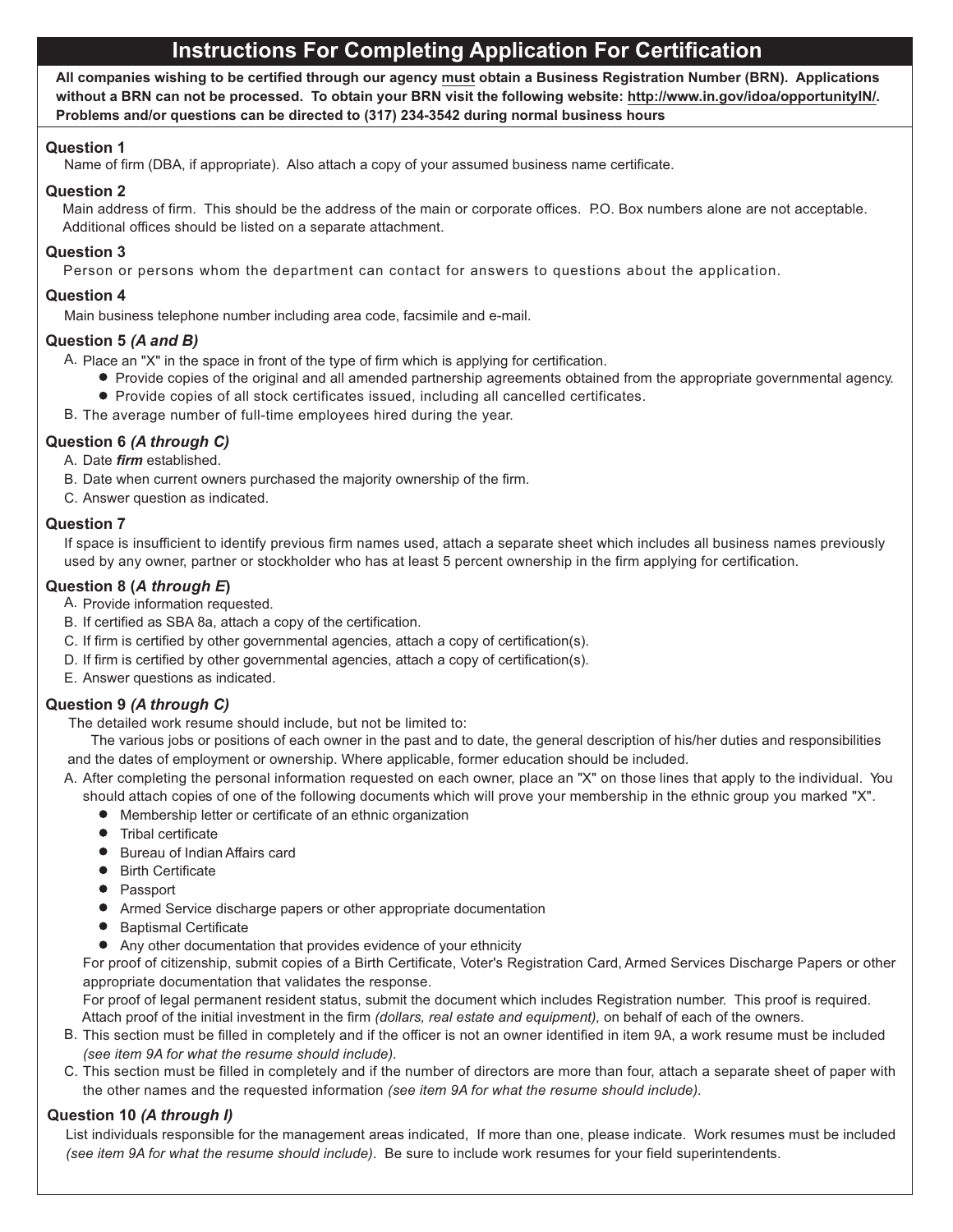# Instructions For Completing Application For Certification

**All companies wishing to be certified through our agency must obtain a Business Registration Number (BRN). Applications without a BRN can not be processed. To obtain your BRN visit the following website: http://www.in.gov/idoa/opportunityIN/. Problems and/or questions can be directed to (317) 234-3542 during normal business hours**

### Question 1

Name of firm (DBA, if appropriate). Also attach a copy of your assumed business name certificate.

### Question 2

Main address of firm. This should be the address of the main or corporate offices. P.O. Box numbers alone are not acceptable. Additional offices should be listed on a separate attachment.

### Question 3

Person or persons whom the department can contact for answers to questions about the application.

### Question 4

Main business telephone number including area code, facsimile and e-mail.

### Question 5 *(A and B)*

A. Place an "X" in the space in front of the type of firm which is applying for certification.
- Provide copies of the original and all amended partnership agreements obtained from the appropriate governmental agency.
- Provide copies of all stock certificates issued, including all cancelled certificates.

B. The average number of full-time employees hired during the year.

### Question 6 *(A through C)*

A. Date ***firm*** established.
B. Date when current owners purchased the majority ownership of the firm.
C. Answer question as indicated.

### Question 7

If space is insufficient to identify previous firm names used, attach a separate sheet which includes all business names previously used by any owner, partner or stockholder who has at least 5 percent ownership in the firm applying for certification.

### Question 8 (*A through E*)

A. Provide information requested.
B. If certified as SBA 8a, attach a copy of the certification.
C. If firm is certified by other governmental agencies, attach a copy of certification(s).
D. If firm is certified by other governmental agencies, attach a copy of certification(s).
E. Answer questions as indicated.

### Question 9 *(A through C)*

The detailed work resume should include, but not be limited to:

The various jobs or positions of each owner in the past and to date, the general description of his/her duties and responsibilities and the dates of employment or ownership. Where applicable, former education should be included.

A. After completing the personal information requested on each owner, place an "X" on those lines that apply to the individual. You should attach copies of one of the following documents which will prove your membership in the ethnic group you marked "X".
- Membership letter or certificate of an ethnic organization
- Tribal certificate
- Bureau of Indian Affairs card
- Birth Certificate
- Passport
- Armed Service discharge papers or other appropriate documentation
- Baptismal Certificate
- Any other documentation that provides evidence of your ethnicity

For proof of citizenship, submit copies of a Birth Certificate, Voter's Registration Card, Armed Services Discharge Papers or other appropriate documentation that validates the response.

For proof of legal permanent resident status, submit the document which includes Registration number. This proof is required. Attach proof of the initial investment in the firm *(dollars, real estate and equipment),* on behalf of each of the owners.

B. This section must be filled in completely and if the officer is not an owner identified in item 9A, a work resume must be included *(see item 9A for what the resume should include).*

C. This section must be filled in completely and if the number of directors are more than four, attach a separate sheet of paper with the other names and the requested information *(see item 9A for what the resume should include).*

### Question 10 *(A through I)*

List individuals responsible for the management areas indicated, If more than one, please indicate. Work resumes must be included *(see item 9A for what the resume should include)*. Be sure to include work resumes for your field superintendents.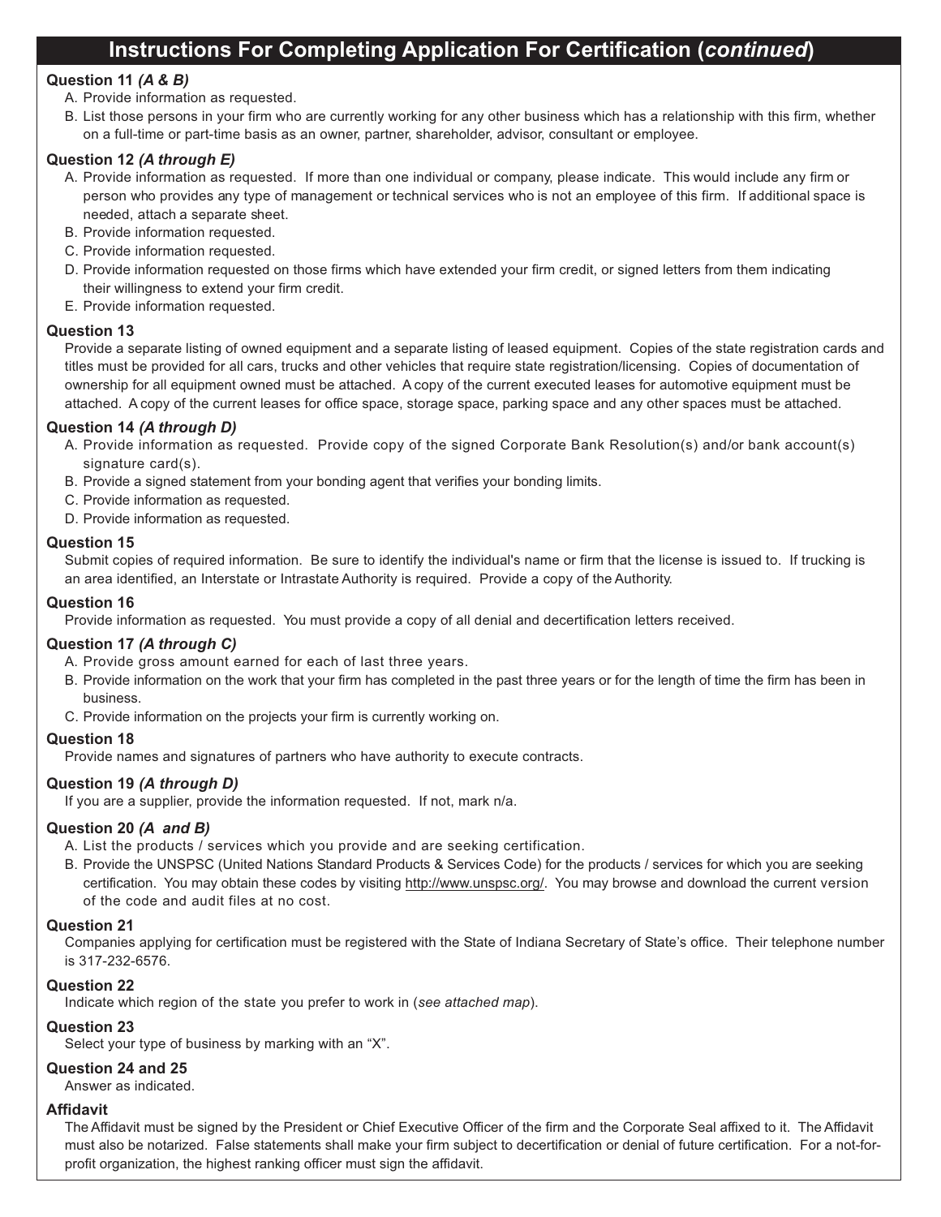## Instructions For Completing Application For Certification (*continued*)

**Question 11** ***(A & B)***

A. Provide information as requested.

B. List those persons in your firm who are currently working for any other business which has a relationship with this firm, whether on a full-time or part-time basis as an owner, partner, shareholder, advisor, consultant or employee.

**Question 12** ***(A through E)***

A. Provide information as requested. If more than one individual or company, please indicate. This would include any firm or person who provides any type of management or technical services who is not an employee of this firm. If additional space is needed, attach a separate sheet.

B. Provide information requested.

C. Provide information requested.

D. Provide information requested on those firms which have extended your firm credit, or signed letters from them indicating their willingness to extend your firm credit.

E. Provide information requested.

**Question 13**

Provide a separate listing of owned equipment and a separate listing of leased equipment. Copies of the state registration cards and titles must be provided for all cars, trucks and other vehicles that require state registration/licensing. Copies of documentation of ownership for all equipment owned must be attached. A copy of the current executed leases for automotive equipment must be attached. A copy of the current leases for office space, storage space, parking space and any other spaces must be attached.

**Question 14** ***(A through D)***

A. Provide information as requested. Provide copy of the signed Corporate Bank Resolution(s) and/or bank account(s) signature card(s).

B. Provide a signed statement from your bonding agent that verifies your bonding limits.

C. Provide information as requested.

D. Provide information as requested.

**Question 15**

Submit copies of required information. Be sure to identify the individual's name or firm that the license is issued to. If trucking is an area identified, an Interstate or Intrastate Authority is required. Provide a copy of the Authority.

**Question 16**

Provide information as requested. You must provide a copy of all denial and decertification letters received.

**Question 17** ***(A through C)***

A. Provide gross amount earned for each of last three years.

B. Provide information on the work that your firm has completed in the past three years or for the length of time the firm has been in business.

C. Provide information on the projects your firm is currently working on.

**Question 18**

Provide names and signatures of partners who have authority to execute contracts.

**Question 19** ***(A through D)***

If you are a supplier, provide the information requested. If not, mark n/a.

**Question 20** ***(A and B)***

A. List the products / services which you provide and are seeking certification.

B. Provide the UNSPSC (United Nations Standard Products & Services Code) for the products / services for which you are seeking certification. You may obtain these codes by visiting http://www.unspsc.org/. You may browse and download the current version of the code and audit files at no cost.

**Question 21**

Companies applying for certification must be registered with the State of Indiana Secretary of State's office. Their telephone number is 317-232-6576.

**Question 22**

Indicate which region of the state you prefer to work in (*see attached map*).

**Question 23**

Select your type of business by marking with an "X".

**Question 24 and 25**

Answer as indicated.

**Affidavit**

The Affidavit must be signed by the President or Chief Executive Officer of the firm and the Corporate Seal affixed to it. The Affidavit must also be notarized. False statements shall make your firm subject to decertification or denial of future certification. For a not-for-profit organization, the highest ranking officer must sign the affidavit.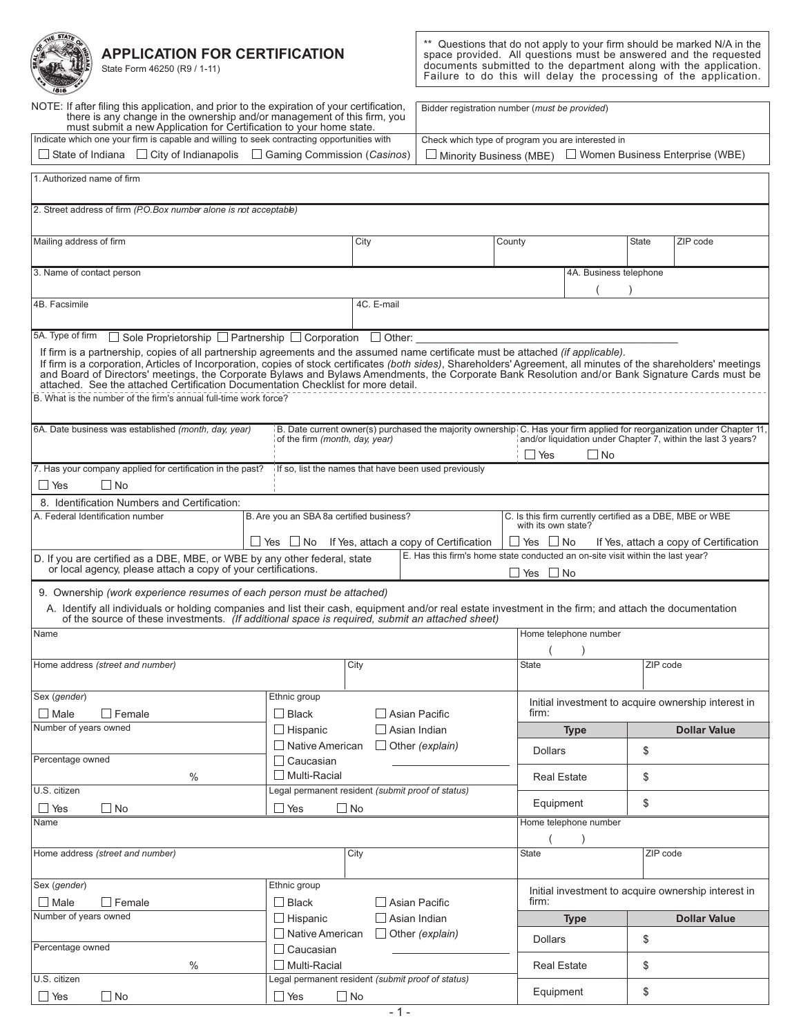# APPLICATION FOR CERTIFICATION

State Form 46250 (R9 / 1-11)

** Questions that do not apply to your firm should be marked N/A in the space provided. All questions must be answered and the requested documents submitted to the department along with the application. Failure to do this will delay the processing of the application.

NOTE: If after filing this application, and prior to the expiration of your certification, there is any change in the ownership and/or management of this firm, you must submit a new Application for Certification to your home state.

Bidder registration number (*must be provided*)

Indicate which one your firm is capable and willing to seek contracting opportunities with

☐ State of Indiana ☐ City of Indianapolis ☐ Gaming Commission (*Casinos*)

Check which type of program you are interested in

☐ Minority Business (MBE) ☐ Women Business Enterprise (WBE)

1. Authorized name of firm

2. Street address of firm (*P.O.Box number alone is not acceptable*)

| Mailing address of firm | City | County | State | ZIP code |
|---|---|---|---|---|
| | | | | |

| 3. Name of contact person | 4A. Business telephone |
|---|---|
| | ( ) |

| 4B. Facsimile | 4C. E-mail |
|---|---|
| | |

5A. Type of firm ☐ Sole Proprietorship ☐ Partnership ☐ Corporation ☐ Other: ____________

If firm is a partnership, copies of all partnership agreements and the assumed name certificate must be attached *(if applicable)*.
If firm is a corporation, Articles of Incorporation, copies of stock certificates *(both sides)*, Shareholders' Agreement, all minutes of the shareholders' meetings and Board of Directors' meetings, the Corporate Bylaws and Bylaws Amendments, the Corporate Bank Resolution and/or Bank Signature Cards must be attached. See the attached Certification Documentation Checklist for more detail.

B. What is the number of the firm's annual full-time work force?

| 6A. Date business was established *(month, day, year)* | B. Date current owner(s) purchased the majority ownership of the firm *(month, day, year)* | C. Has your firm applied for reorganization under Chapter 11, and/or liquidation under Chapter 7, within the last 3 years? ☐ Yes ☐ No |
|---|---|---|

| 7. Has your company applied for certification in the past? ☐ Yes ☐ No | If so, list the names that have been used previously |
|---|---|

8. Identification Numbers and Certification:

| A. Federal Identification number | B. Are you an SBA 8a certified business? ☐ Yes ☐ No If Yes, attach a copy of Certification | C. Is this firm currently certified as a DBE, MBE or WBE with its own state? ☐ Yes ☐ No If Yes, attach a copy of Certification |
|---|---|---|

| D. If you are certified as a DBE, MBE, or WBE by any other federal, state or local agency, please attach a copy of your certifications. | E. Has this firm's home state conducted an on-site visit within the last year? ☐ Yes ☐ No |
|---|---|

9. Ownership *(work experience resumes of each person must be attached)*

A. Identify all individuals or holding companies and list their cash, equipment and/or real estate investment in the firm; and attach the documentation of the source of these investments. *(If additional space is required, submit an attached sheet)*

| Name | | Home telephone number | |
|---|---|---|---|
| | | ( ) | |
| Home address *(street and number)* | City | State | ZIP code |
| | | | |

| Sex (*gender*) | Ethnic group | Initial investment to acquire ownership interest in firm: | |
|---|---|---|---|
| ☐ Male ☐ Female | ☐ Black ☐ Asian Pacific | **Type** | **Dollar Value** |
| Number of years owned | ☐ Hispanic ☐ Asian Indian | Dollars | $ |
| | ☐ Native American ☐ Other *(explain)* | Real Estate | $ |
| Percentage owned % | ☐ Caucasian ☐ Multi-Racial | Equipment | $ |
| U.S. citizen ☐ Yes ☐ No | Legal permanent resident *(submit proof of status)* ☐ Yes ☐ No | | |

| Name | | Home telephone number | |
|---|---|---|---|
| | | ( ) | |
| Home address *(street and number)* | City | State | ZIP code |
| | | | |

| Sex (*gender*) | Ethnic group | Initial investment to acquire ownership interest in firm: | |
|---|---|---|---|
| ☐ Male ☐ Female | ☐ Black ☐ Asian Pacific | **Type** | **Dollar Value** |
| Number of years owned | ☐ Hispanic ☐ Asian Indian | Dollars | $ |
| | ☐ Native American ☐ Other *(explain)* | Real Estate | $ |
| Percentage owned % | ☐ Caucasian ☐ Multi-Racial | Equipment | $ |
| U.S. citizen ☐ Yes ☐ No | Legal permanent resident *(submit proof of status)* ☐ Yes ☐ No | | |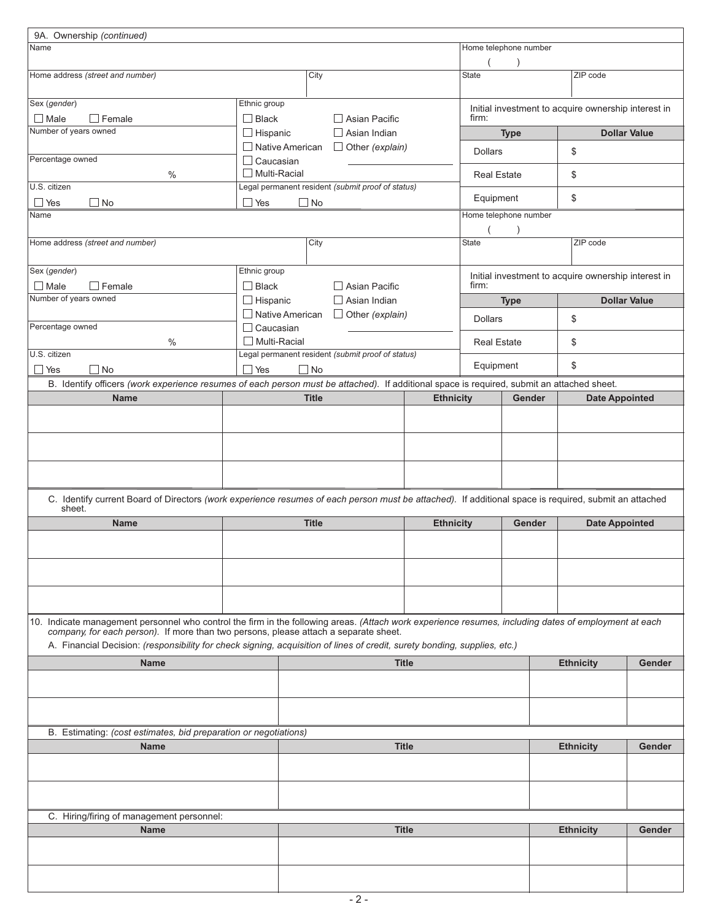9A. Ownership *(continued)*

| Name | | Home telephone number ( ) | |
|---|---|---|---|
| Home address *(street and number)* | City | State | ZIP code |
| Sex *(gender)* ☐ Male ☐ Female | Ethnic group ☐ Black ☐ Asian Pacific ☐ Hispanic ☐ Asian Indian ☐ Native American ☐ Other *(explain)* ☐ Caucasian ☐ Multi-Racial | Initial investment to acquire ownership interest in firm: | |
| Number of years owned | | **Type** | **Dollar Value** |
| Percentage owned % | | Dollars | $ |
| | | Real Estate | $ |
| U.S. citizen ☐ Yes ☐ No | Legal permanent resident *(submit proof of status)* ☐ Yes ☐ No | Equipment | $ |

| Name | | Home telephone number ( ) | |
|---|---|---|---|
| Home address *(street and number)* | City | State | ZIP code |
| Sex *(gender)* ☐ Male ☐ Female | Ethnic group ☐ Black ☐ Asian Pacific ☐ Hispanic ☐ Asian Indian ☐ Native American ☐ Other *(explain)* ☐ Caucasian ☐ Multi-Racial | Initial investment to acquire ownership interest in firm: | |
| Number of years owned | | **Type** | **Dollar Value** |
| Percentage owned % | | Dollars | $ |
| | | Real Estate | $ |
| U.S. citizen ☐ Yes ☐ No | Legal permanent resident *(submit proof of status)* ☐ Yes ☐ No | Equipment | $ |

B. Identify officers *(work experience resumes of each person must be attached)*. If additional space is required, submit an attached sheet.

| Name | Title | Ethnicity | Gender | Date Appointed |
|---|---|---|---|---|
| | | | | |
| | | | | |
| | | | | |

C. Identify current Board of Directors *(work experience resumes of each person must be attached)*. If additional space is required, submit an attached sheet.

| Name | Title | Ethnicity | Gender | Date Appointed |
|---|---|---|---|---|
| | | | | |
| | | | | |
| | | | | |

10. Indicate management personnel who control the firm in the following areas. *(Attach work experience resumes, including dates of employment at each company, for each person)*. If more than two persons, please attach a separate sheet.

A. Financial Decision: *(responsibility for check signing, acquisition of lines of credit, surety bonding, supplies, etc.)*

| Name | Title | Ethnicity | Gender |
|---|---|---|---|
| | | | |
| | | | |

B. Estimating: *(cost estimates, bid preparation or negotiations)*

| Name | Title | Ethnicity | Gender |
|---|---|---|---|
| | | | |
| | | | |

C. Hiring/firing of management personnel:

| Name | Title | Ethnicity | Gender |
|---|---|---|---|
| | | | |
| | | | |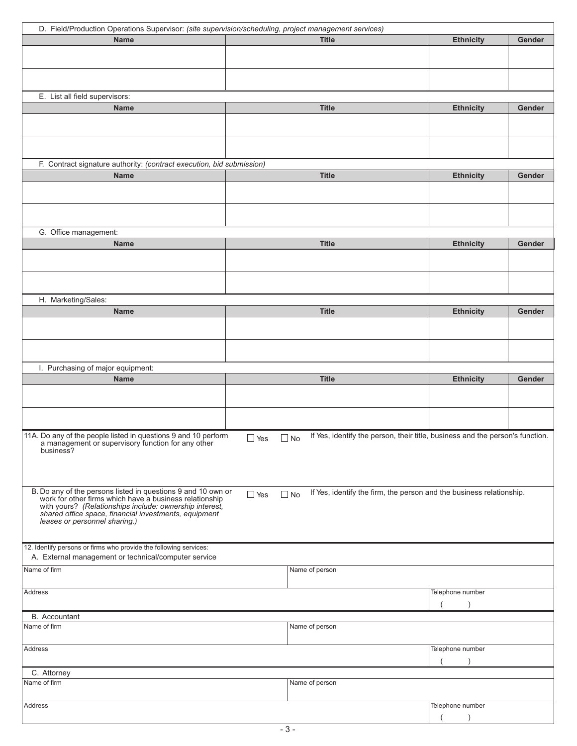D. Field/Production Operations Supervisor: *(site supervision/scheduling, project management services)*

| Name | Title | Ethnicity | Gender |
|---|---|---|---|
| | | | |
| | | | |

E. List all field supervisors:

| Name | Title | Ethnicity | Gender |
|---|---|---|---|
| | | | |
| | | | |

F. Contract signature authority: *(contract execution, bid submission)*

| Name | Title | Ethnicity | Gender |
|---|---|---|---|
| | | | |
| | | | |

G. Office management:

| Name | Title | Ethnicity | Gender |
|---|---|---|---|
| | | | |
| | | | |

H. Marketing/Sales:

| Name | Title | Ethnicity | Gender |
|---|---|---|---|
| | | | |
| | | | |

I. Purchasing of major equipment:

| Name | Title | Ethnicity | Gender |
|---|---|---|---|
| | | | |
| | | | |

11A. Do any of the people listed in questions 9 and 10 perform a management or supervisory function for any other business? ☐ Yes ☐ No If Yes, identify the person, their title, business and the person's function.

B. Do any of the persons listed in questions 9 and 10 own or work for other firms which have a business relationship with yours? *(Relationships include: ownership interest, shared office space, financial investments, equipment leases or personnel sharing.)* ☐ Yes ☐ No If Yes, identify the firm, the person and the business relationship.

12. Identify persons or firms who provide the following services:

A. External management or technical/computer service

| Name of firm | Name of person |
|---|---|
| | |
| **Address** | **Telephone number** ( ) |

B. Accountant

| Name of firm | Name of person |
|---|---|
| | |
| **Address** | **Telephone number** ( ) |

C. Attorney

| Name of firm | Name of person |
|---|---|
| | |
| **Address** | **Telephone number** ( ) |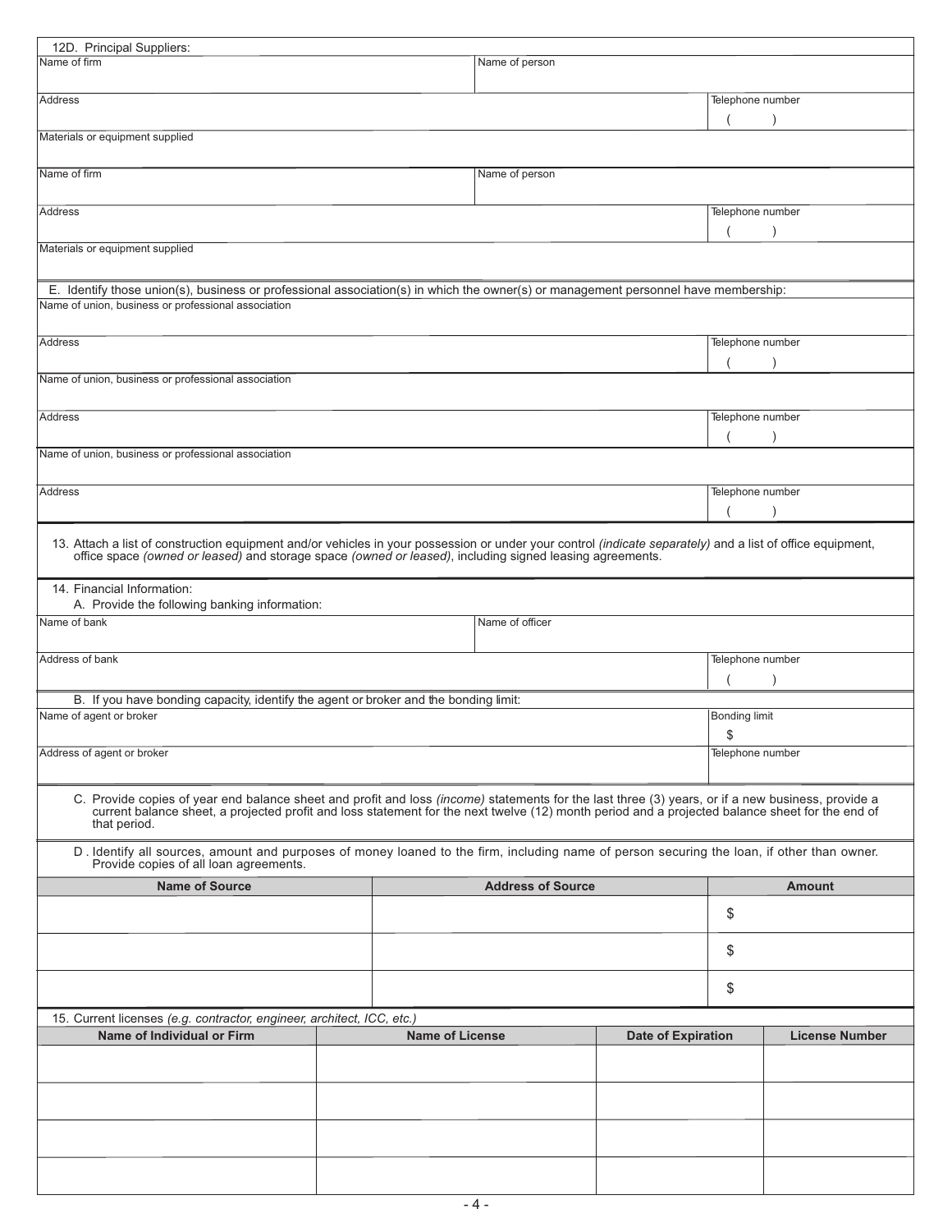12D. Principal Suppliers:

| Name of firm | Name of person | |
|---|---|---|
| Address | | Telephone number ( ) |
| Materials or equipment supplied | | |
| Name of firm | Name of person | |
| Address | | Telephone number ( ) |
| Materials or equipment supplied | | |

E. Identify those union(s), business or professional association(s) in which the owner(s) or management personnel have membership:

| Name of union, business or professional association | |
|---|---|
| Address | Telephone number ( ) |
| Name of union, business or professional association | |
| Address | Telephone number ( ) |
| Name of union, business or professional association | |
| Address | Telephone number ( ) |

13. Attach a list of construction equipment and/or vehicles in your possession or under your control *(indicate separately)* and a list of office equipment, office space *(owned or leased)* and storage space *(owned or leased)*, including signed leasing agreements.

14. Financial Information:

A. Provide the following banking information:

| Name of bank | Name of officer | |
|---|---|---|
| Address of bank | | Telephone number ( ) |

B. If you have bonding capacity, identify the agent or broker and the bonding limit:

| Name of agent or broker | Bonding limit $ |
|---|---|
| Address of agent or broker | Telephone number |

C. Provide copies of year end balance sheet and profit and loss *(income)* statements for the last three (3) years, or if a new business, provide a current balance sheet, a projected profit and loss statement for the next twelve (12) month period and a projected balance sheet for the end of that period.

D. Identify all sources, amount and purposes of money loaned to the firm, including name of person securing the loan, if other than owner. Provide copies of all loan agreements.

| Name of Source | Address of Source | Amount |
|---|---|---|
| | | $ |
| | | $ |
| | | $ |

15. Current licenses *(e.g. contractor, engineer, architect, ICC, etc.)*

| Name of Individual or Firm | Name of License | Date of Expiration | License Number |
|---|---|---|---|
| | | | |
| | | | |
| | | | |
| | | | |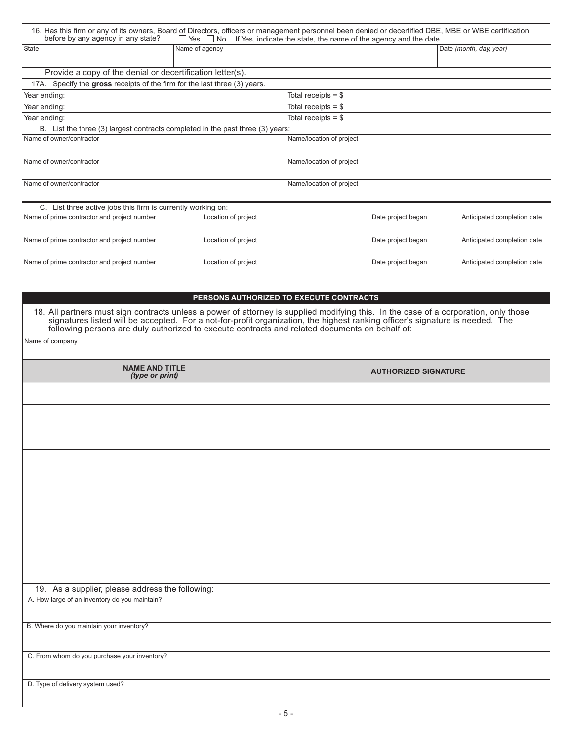16. Has this firm or any of its owners, Board of Directors, officers or management personnel been denied or decertified DBE, MBE or WBE certification before by any agency in any state? ☐ Yes ☐ No If Yes, indicate the state, the name of the agency and the date.

| State | Name of agency | Date *(month, day, year)* |
|---|---|---|
| | | |

Provide a copy of the denial or decertification letter(s).

17A. Specify the **gross** receipts of the firm for the last three (3) years.

| | |
|---|---|
| Year ending: | Total receipts = $ |
| Year ending: | Total receipts = $ |
| Year ending: | Total receipts = $ |

B. List the three (3) largest contracts completed in the past three (3) years:

| Name of owner/contractor | Name/location of project |
|---|---|
| | |
| Name of owner/contractor | Name/location of project |
| | |
| Name of owner/contractor | Name/location of project |
| | |

C. List three active jobs this firm is currently working on:

| Name of prime contractor and project number | Location of project | Date project began | Anticipated completion date |
|---|---|---|---|
| | | | |
| Name of prime contractor and project number | Location of project | Date project began | Anticipated completion date |
| | | | |
| Name of prime contractor and project number | Location of project | Date project began | Anticipated completion date |
| | | | |

## PERSONS AUTHORIZED TO EXECUTE CONTRACTS

18. All partners must sign contracts unless a power of attorney is supplied modifying this. In the case of a corporation, only those signatures listed will be accepted. For a not-for-profit organization, the highest ranking officer's signature is needed. The following persons are duly authorized to execute contracts and related documents on behalf of:

Name of company

| NAME AND TITLE *(type or print)* | AUTHORIZED SIGNATURE |
|---|---|
| | |
| | |
| | |
| | |
| | |
| | |
| | |
| | |
| | |

19. As a supplier, please address the following:

A. How large of an inventory do you maintain?

B. Where do you maintain your inventory?

C. From whom do you purchase your inventory?

D. Type of delivery system used?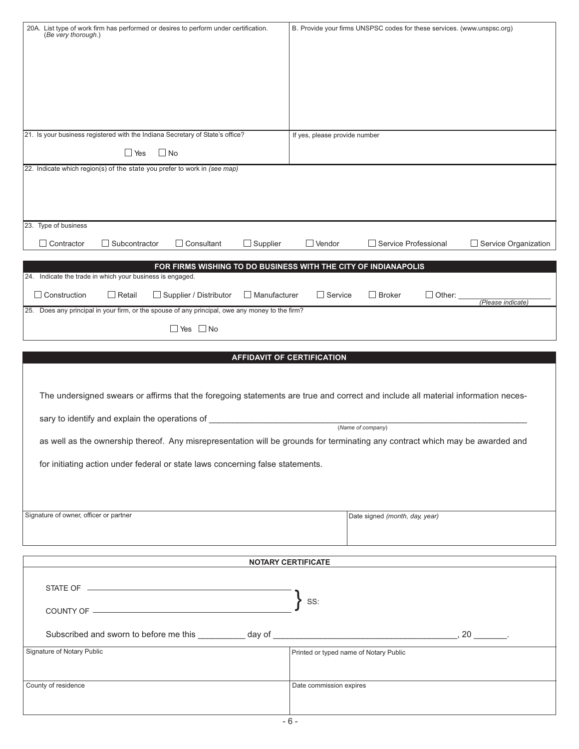20A. List type of work firm has performed or desires to perform under certification. (*Be very thorough.*)

B. Provide your firms UNSPSC codes for these services. (www.unspsc.org)

21. Is your business registered with the Indiana Secretary of State's office?

☐ Yes ☐ No

If yes, please provide number

22. Indicate which region(s) of the state you prefer to work in *(see map)*

23. Type of business

☐ Contractor ☐ Subcontractor ☐ Consultant ☐ Supplier ☐ Vendor ☐ Service Professional ☐ Service Organization

## FOR FIRMS WISHING TO DO BUSINESS WITH THE CITY OF INDIANAPOLIS

24. Indicate the trade in which your business is engaged.

☐ Construction ☐ Retail ☐ Supplier / Distributor ☐ Manufacturer ☐ Service ☐ Broker ☐ Other: ____________________ *(Please indicate)*

25. Does any principal in your firm, or the spouse of any principal, owe any money to the firm?

☐ Yes ☐ No

## AFFIDAVIT OF CERTIFICATION

The undersigned swears or affirms that the foregoing statements are true and correct and include all material information necessary to identify and explain the operations of ____________________________________________ (*Name of company*) as well as the ownership thereof. Any misrepresentation will be grounds for terminating any contract which may be awarded and for initiating action under federal or state laws concerning false statements.

| Signature of owner, officer or partner | Date signed *(month, day, year)* |
|---|---|
| | |

## NOTARY CERTIFICATE

STATE OF ____________________________
COUNTY OF __________________________ } SS:

Subscribed and sworn to before me this __________ day of ______________________________, 20 _______.

| Signature of Notary Public | Printed or typed name of Notary Public |
|---|---|
| | |
| **County of residence** | **Date commission expires** |
| | |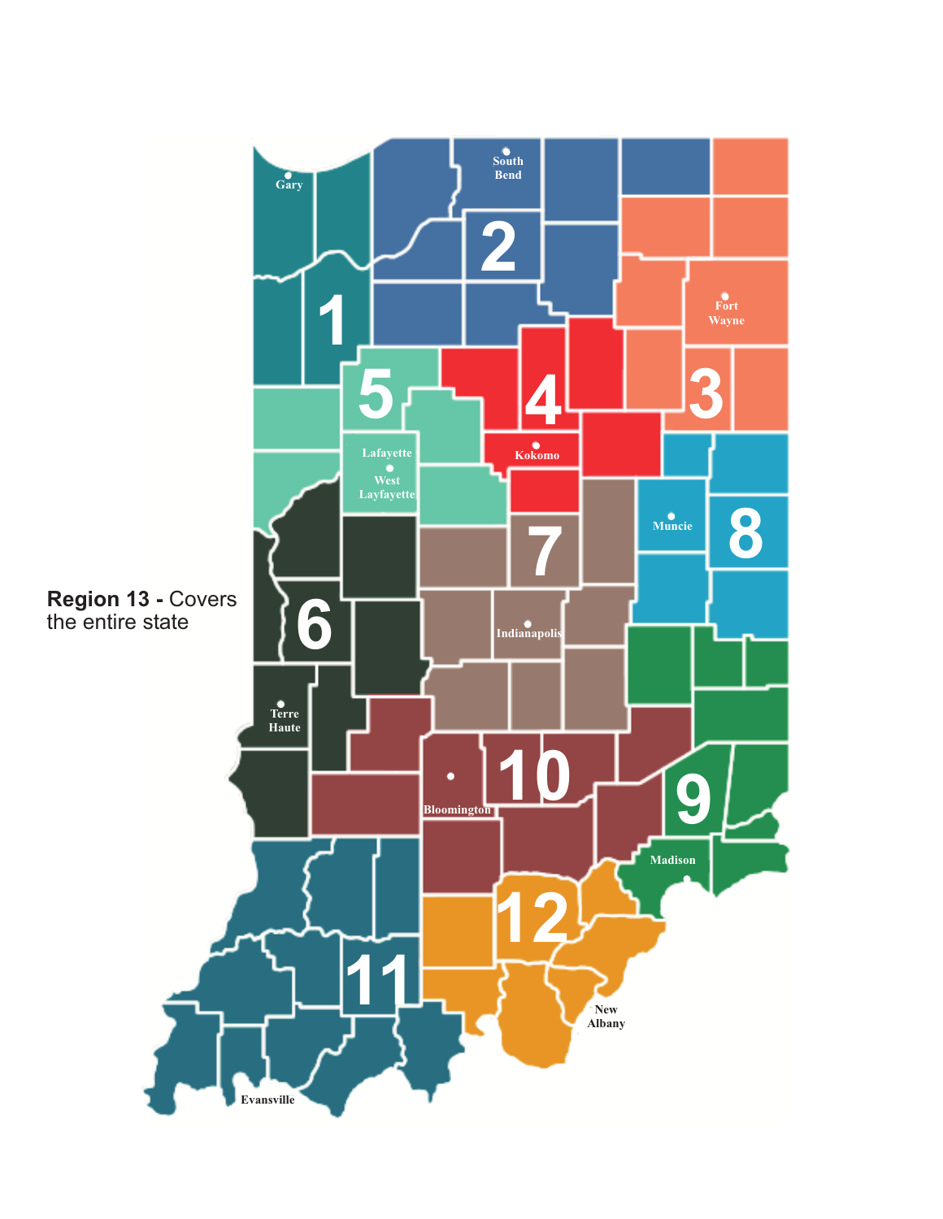**Region 13 -** Covers the entire state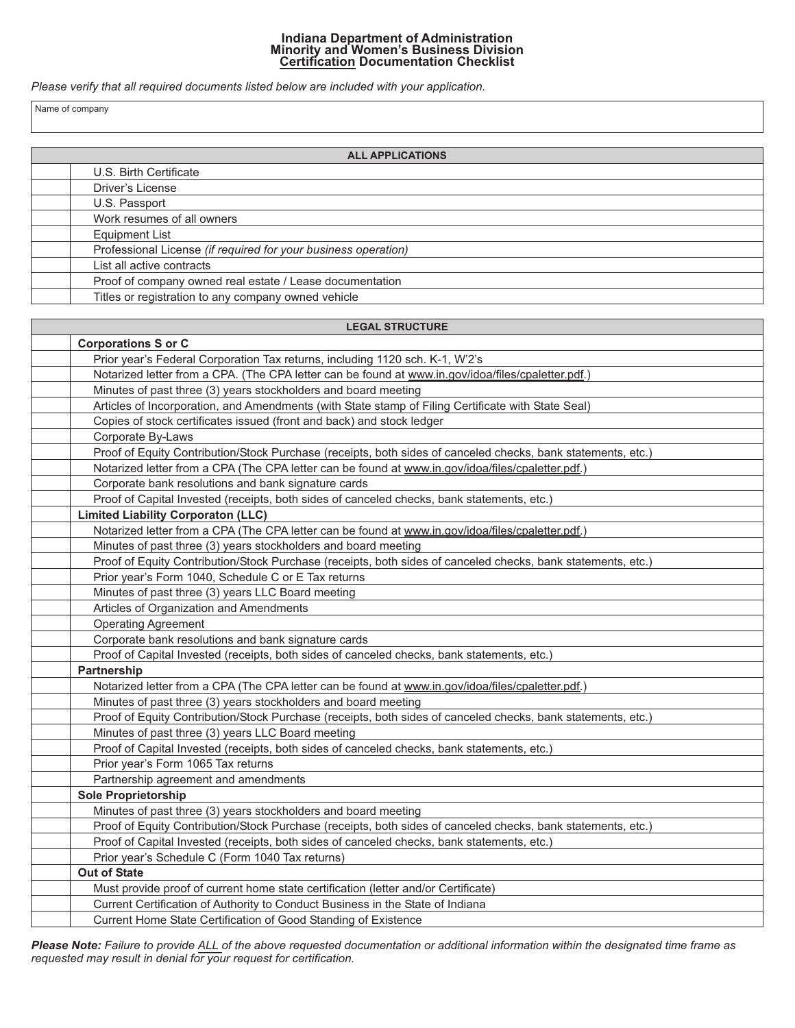# Indiana Department of Administration
## Minority and Women's Business Division
## Certification Documentation Checklist

*Please verify that all required documents listed below are included with your application.*

| Name of company |
|---|
| |

| | ALL APPLICATIONS |
|---|---|
| | U.S. Birth Certificate |
| | Driver's License |
| | U.S. Passport |
| | Work resumes of all owners |
| | Equipment List |
| | Professional License *(if required for your business operation)* |
| | List all active contracts |
| | Proof of company owned real estate / Lease documentation |
| | Titles or registration to any company owned vehicle |

| | LEGAL STRUCTURE |
|---|---|
| | **Corporations S or C** |
| | Prior year's Federal Corporation Tax returns, including 1120 sch. K-1, W'2's |
| | Notarized letter from a CPA. (The CPA letter can be found at www.in.gov/idoa/files/cpaletter.pdf.) |
| | Minutes of past three (3) years stockholders and board meeting |
| | Articles of Incorporation, and Amendments (with State stamp of Filing Certificate with State Seal) |
| | Copies of stock certificates issued (front and back) and stock ledger |
| | Corporate By-Laws |
| | Proof of Equity Contribution/Stock Purchase (receipts, both sides of canceled checks, bank statements, etc.) |
| | Notarized letter from a CPA (The CPA letter can be found at www.in.gov/idoa/files/cpaletter.pdf.) |
| | Corporate bank resolutions and bank signature cards |
| | Proof of Capital Invested (receipts, both sides of canceled checks, bank statements, etc.) |
| | **Limited Liability Corporaton (LLC)** |
| | Notarized letter from a CPA (The CPA letter can be found at www.in.gov/idoa/files/cpaletter.pdf.) |
| | Minutes of past three (3) years stockholders and board meeting |
| | Proof of Equity Contribution/Stock Purchase (receipts, both sides of canceled checks, bank statements, etc.) |
| | Prior year's Form 1040, Schedule C or E Tax returns |
| | Minutes of past three (3) years LLC Board meeting |
| | Articles of Organization and Amendments |
| | Operating Agreement |
| | Corporate bank resolutions and bank signature cards |
| | Proof of Capital Invested (receipts, both sides of canceled checks, bank statements, etc.) |
| | **Partnership** |
| | Notarized letter from a CPA (The CPA letter can be found at www.in.gov/idoa/files/cpaletter.pdf.) |
| | Minutes of past three (3) years stockholders and board meeting |
| | Proof of Equity Contribution/Stock Purchase (receipts, both sides of canceled checks, bank statements, etc.) |
| | Minutes of past three (3) years LLC Board meeting |
| | Proof of Capital Invested (receipts, both sides of canceled checks, bank statements, etc.) |
| | Prior year's Form 1065 Tax returns |
| | Partnership agreement and amendments |
| | **Sole Proprietorship** |
| | Minutes of past three (3) years stockholders and board meeting |
| | Proof of Equity Contribution/Stock Purchase (receipts, both sides of canceled checks, bank statements, etc.) |
| | Proof of Capital Invested (receipts, both sides of canceled checks, bank statements, etc.) |
| | Prior year's Schedule C (Form 1040 Tax returns) |
| | **Out of State** |
| | Must provide proof of current home state certification (letter and/or Certificate) |
| | Current Certification of Authority to Conduct Business in the State of Indiana |
| | Current Home State Certification of Good Standing of Existence |

***Please Note:*** *Failure to provide ALL of the above requested documentation or additional information within the designated time frame as requested may result in denial for your request for certification.*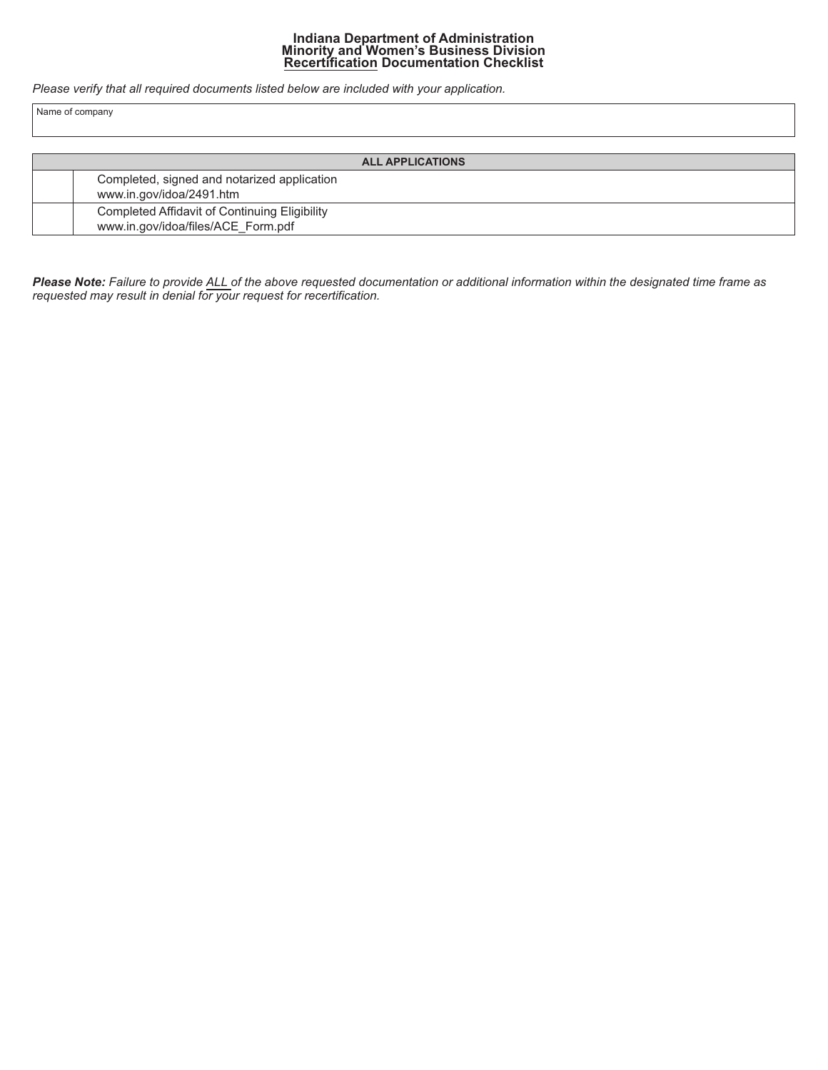# Indiana Department of Administration
## Minority and Women's Business Division
## Recertification Documentation Checklist

*Please verify that all required documents listed below are included with your application.*

| Name of company |
| --- |
| |

| | ALL APPLICATIONS |
| --- | --- |
| | Completed, signed and notarized application<br>www.in.gov/idoa/2491.htm |
| | Completed Affidavit of Continuing Eligibility<br>www.in.gov/idoa/files/ACE_Form.pdf |

***Please Note:*** *Failure to provide ALL of the above requested documentation or additional information within the designated time frame as requested may result in denial for your request for recertification.*